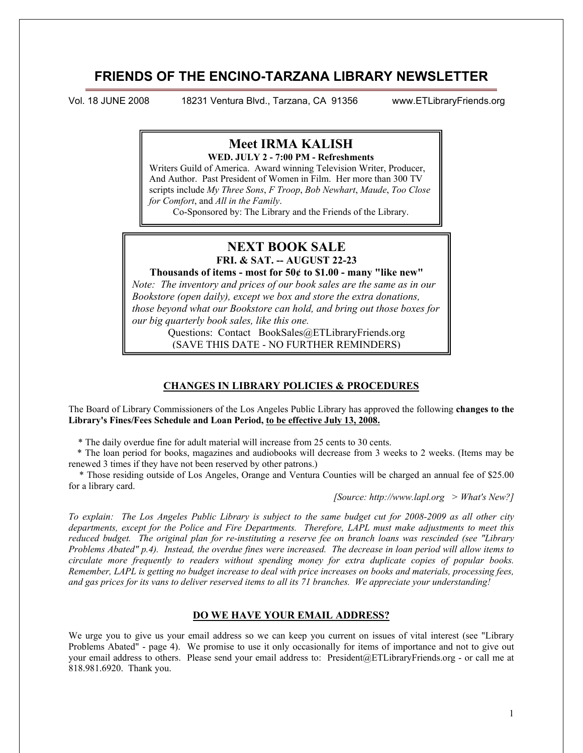# FRIENDS OF THE ENCINO-TARZANA LIBRARY NEWSLETTER

Vol. 18 JUNE 2008 18231 Ventura Blvd., Tarzana, CA 91356 www.ETLibraryFriends.org

## Meet IRMA KALISH

**WED. JULY 2 - 7:00 PM - Refreshments**

Writers Guild of America. Award winning Television Writer, Producer, And Author. Past President of Women in Film. Her more than 300 TV scripts include *My Three Sons*, *F Troop*, *Bob Newhart*, *Maude*, *Too Close for Comfort*, and *All in the Family*.

Co-Sponsored by: The Library and the Friends of the Library.

## NEXT BOOK SALE

**FRI. & SAT. -- AUGUST 22-23**

**Thousands of items - most for 50¢ to $1.00 - many "like new"**

*Note: The inventory and prices of our book sales are the same as in our Bookstore (open daily), except we box and store the extra donations, those beyond what our Bookstore can hold, and bring out those boxes for our big quarterly book sales, like this one.*

Questions: Contact BookSales@ETLibraryFriends.org

(SAVE THIS DATE - NO FURTHER REMINDERS)

## CHANGES IN LIBRARY POLICIES & PROCEDURES

The Board of Library Commissioners of the Los Angeles Public Library has approved the following **changes to the Library's Fines/Fees Schedule and Loan Period, to be effective July 13, 2008.**

* The daily overdue fine for adult material will increase from 25 cents to 30 cents.
* The loan period for books, magazines and audiobooks will decrease from 3 weeks to 2 weeks. (Items may be renewed 3 times if they have not been reserved by other patrons.)
* Those residing outside of Los Angeles, Orange and Ventura Counties will be charged an annual fee of $25.00 for a library card.

*[Source: http://www.lapl.org > What's New?]*

*To explain: The Los Angeles Public Library is subject to the same budget cut for 2008-2009 as all other city departments, except for the Police and Fire Departments. Therefore, LAPL must make adjustments to meet this reduced budget. The original plan for re-instituting a reserve fee on branch loans was rescinded (see "Library Problems Abated" p.4). Instead, the overdue fines were increased. The decrease in loan period will allow items to circulate more frequently to readers without spending money for extra duplicate copies of popular books. Remember, LAPL is getting no budget increase to deal with price increases on books and materials, processing fees, and gas prices for its vans to deliver reserved items to all its 71 branches. We appreciate your understanding!*

## DO WE HAVE YOUR EMAIL ADDRESS?

We urge you to give us your email address so we can keep you current on issues of vital interest (see "Library Problems Abated" - page 4). We promise to use it only occasionally for items of importance and not to give out your email address to others. Please send your email address to: President@ETLibraryFriends.org - or call me at 818.981.6920. Thank you.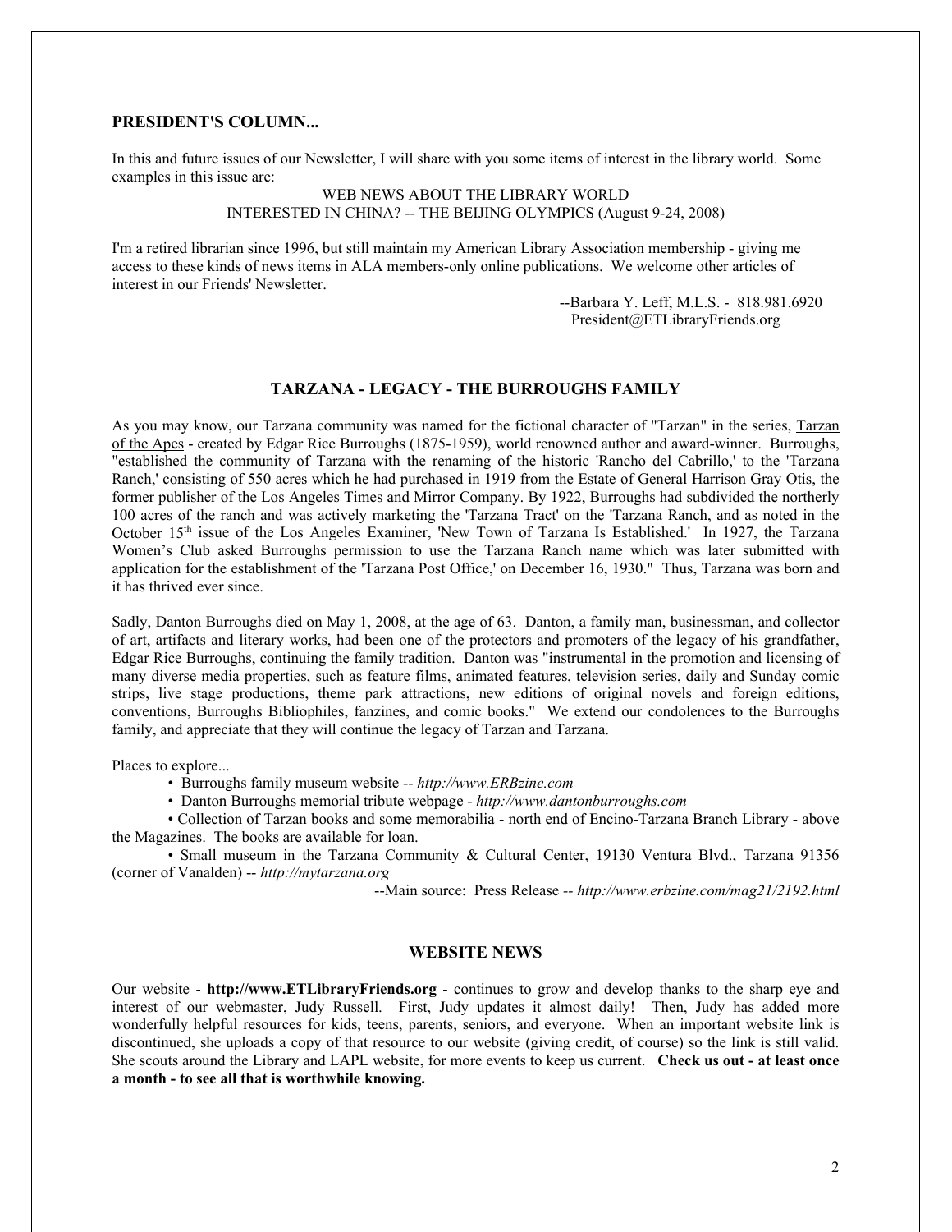### PRESIDENT'S COLUMN...

In this and future issues of our Newsletter, I will share with you some items of interest in the library world. Some examples in this issue are:

WEB NEWS ABOUT THE LIBRARY WORLD
INTERESTED IN CHINA? -- THE BEIJING OLYMPICS (August 9-24, 2008)

I'm a retired librarian since 1996, but still maintain my American Library Association membership - giving me access to these kinds of news items in ALA members-only online publications. We welcome other articles of interest in our Friends' Newsletter.

--Barbara Y. Leff, M.L.S. - 818.981.6920
President@ETLibraryFriends.org

### TARZANA - LEGACY - THE BURROUGHS FAMILY

As you may know, our Tarzana community was named for the fictional character of "Tarzan" in the series, Tarzan of the Apes - created by Edgar Rice Burroughs (1875-1959), world renowned author and award-winner. Burroughs, "established the community of Tarzana with the renaming of the historic 'Rancho del Cabrillo,' to the 'Tarzana Ranch,' consisting of 550 acres which he had purchased in 1919 from the Estate of General Harrison Gray Otis, the former publisher of the Los Angeles Times and Mirror Company. By 1922, Burroughs had subdivided the northerly 100 acres of the ranch and was actively marketing the 'Tarzana Tract' on the 'Tarzana Ranch, and as noted in the October 15th issue of the Los Angeles Examiner, 'New Town of Tarzana Is Established.' In 1927, the Tarzana Women's Club asked Burroughs permission to use the Tarzana Ranch name which was later submitted with application for the establishment of the 'Tarzana Post Office,' on December 16, 1930." Thus, Tarzana was born and it has thrived ever since.

Sadly, Danton Burroughs died on May 1, 2008, at the age of 63. Danton, a family man, businessman, and collector of art, artifacts and literary works, had been one of the protectors and promoters of the legacy of his grandfather, Edgar Rice Burroughs, continuing the family tradition. Danton was "instrumental in the promotion and licensing of many diverse media properties, such as feature films, animated features, television series, daily and Sunday comic strips, live stage productions, theme park attractions, new editions of original novels and foreign editions, conventions, Burroughs Bibliophiles, fanzines, and comic books." We extend our condolences to the Burroughs family, and appreciate that they will continue the legacy of Tarzan and Tarzana.

Places to explore...

- Burroughs family museum website -- *http://www.ERBzine.com*
- Danton Burroughs memorial tribute webpage - *http://www.dantonburroughs.com*
- Collection of Tarzan books and some memorabilia - north end of Encino-Tarzana Branch Library - above the Magazines. The books are available for loan.
- Small museum in the Tarzana Community & Cultural Center, 19130 Ventura Blvd., Tarzana 91356 (corner of Vanalden) -- *http://mytarzana.org*

--Main source: Press Release -- *http://www.erbzine.com/mag21/2192.html*

### WEBSITE NEWS

Our website - **http://www.ETLibraryFriends.org** - continues to grow and develop thanks to the sharp eye and interest of our webmaster, Judy Russell. First, Judy updates it almost daily! Then, Judy has added more wonderfully helpful resources for kids, teens, parents, seniors, and everyone. When an important website link is discontinued, she uploads a copy of that resource to our website (giving credit, of course) so the link is still valid. She scouts around the Library and LAPL website, for more events to keep us current. **Check us out - at least once a month - to see all that is worthwhile knowing.**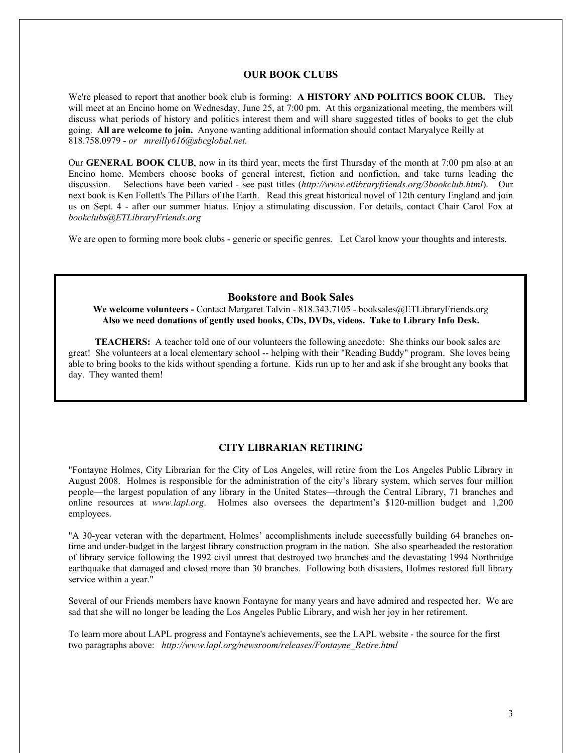## OUR BOOK CLUBS

We're pleased to report that another book club is forming: **A HISTORY AND POLITICS BOOK CLUB.** They will meet at an Encino home on Wednesday, June 25, at 7:00 pm. At this organizational meeting, the members will discuss what periods of history and politics interest them and will share suggested titles of books to get the club going. **All are welcome to join.** Anyone wanting additional information should contact Maryalyce Reilly at 818.758.0979 - *or mreilly616@sbcglobal.net.*

Our **GENERAL BOOK CLUB**, now in its third year, meets the first Thursday of the month at 7:00 pm also at an Encino home. Members choose books of general interest, fiction and nonfiction, and take turns leading the discussion. Selections have been varied - see past titles (*http://www.etlibraryfriends.org/3bookclub.html*). Our next book is Ken Follett's The Pillars of the Earth. Read this great historical novel of 12th century England and join us on Sept. 4 - after our summer hiatus. Enjoy a stimulating discussion. For details, contact Chair Carol Fox at *bookclubs@ETLibraryFriends.org*

We are open to forming more book clubs - generic or specific genres. Let Carol know your thoughts and interests.

## Bookstore and Book Sales

**We welcome volunteers -** Contact Margaret Talvin - 818.343.7105 - booksales@ETLibraryFriends.org
**Also we need donations of gently used books, CDs, DVDs, videos. Take to Library Info Desk.**

**TEACHERS:** A teacher told one of our volunteers the following anecdote: She thinks our book sales are great! She volunteers at a local elementary school -- helping with their "Reading Buddy" program. She loves being able to bring books to the kids without spending a fortune. Kids run up to her and ask if she brought any books that day. They wanted them!

## CITY LIBRARIAN RETIRING

"Fontayne Holmes, City Librarian for the City of Los Angeles, will retire from the Los Angeles Public Library in August 2008. Holmes is responsible for the administration of the city's library system, which serves four million people—the largest population of any library in the United States—through the Central Library, 71 branches and online resources at *www.lapl.org*. Holmes also oversees the department's $120-million budget and 1,200 employees.

"A 30-year veteran with the department, Holmes' accomplishments include successfully building 64 branches on-time and under-budget in the largest library construction program in the nation. She also spearheaded the restoration of library service following the 1992 civil unrest that destroyed two branches and the devastating 1994 Northridge earthquake that damaged and closed more than 30 branches. Following both disasters, Holmes restored full library service within a year."

Several of our Friends members have known Fontayne for many years and have admired and respected her. We are sad that she will no longer be leading the Los Angeles Public Library, and wish her joy in her retirement.

To learn more about LAPL progress and Fontayne's achievements, see the LAPL website - the source for the first two paragraphs above: *http://www.lapl.org/newsroom/releases/Fontayne_Retire.html*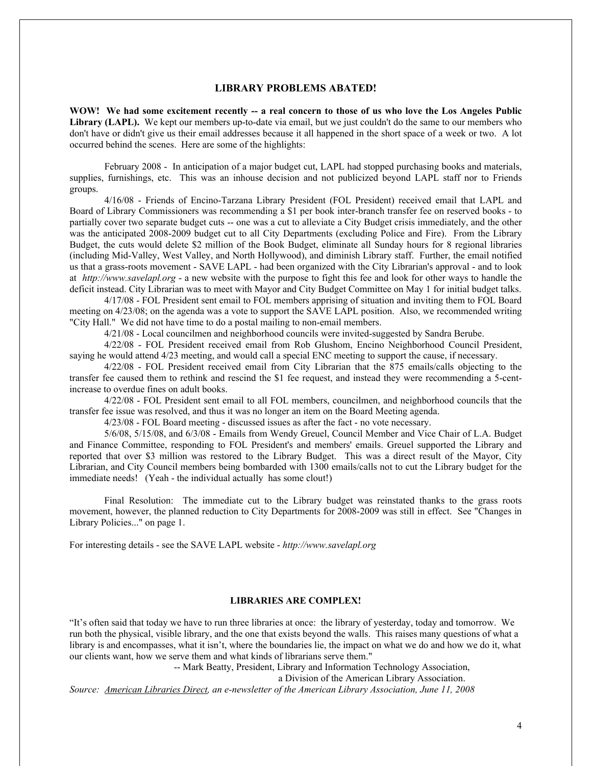## LIBRARY PROBLEMS ABATED!

**WOW! We had some excitement recently -- a real concern to those of us who love the Los Angeles Public Library (LAPL).** We kept our members up-to-date via email, but we just couldn't do the same to our members who don't have or didn't give us their email addresses because it all happened in the short space of a week or two. A lot occurred behind the scenes. Here are some of the highlights:

February 2008 - In anticipation of a major budget cut, LAPL had stopped purchasing books and materials, supplies, furnishings, etc. This was an inhouse decision and not publicized beyond LAPL staff nor to Friends groups.

4/16/08 - Friends of Encino-Tarzana Library President (FOL President) received email that LAPL and Board of Library Commissioners was recommending a $1 per book inter-branch transfer fee on reserved books - to partially cover two separate budget cuts -- one was a cut to alleviate a City Budget crisis immediately, and the other was the anticipated 2008-2009 budget cut to all City Departments (excluding Police and Fire). From the Library Budget, the cuts would delete $2 million of the Book Budget, eliminate all Sunday hours for 8 regional libraries (including Mid-Valley, West Valley, and North Hollywood), and diminish Library staff. Further, the email notified us that a grass-roots movement - SAVE LAPL - had been organized with the City Librarian's approval - and to look at *http://www.savelapl.org* - a new website with the purpose to fight this fee and look for other ways to handle the deficit instead. City Librarian was to meet with Mayor and City Budget Committee on May 1 for initial budget talks.

4/17/08 - FOL President sent email to FOL members apprising of situation and inviting them to FOL Board meeting on 4/23/08; on the agenda was a vote to support the SAVE LAPL position. Also, we recommended writing "City Hall." We did not have time to do a postal mailing to non-email members.

4/21/08 - Local councilmen and neighborhood councils were invited-suggested by Sandra Berube.

4/22/08 - FOL President received email from Rob Glushom, Encino Neighborhood Council President, saying he would attend 4/23 meeting, and would call a special ENC meeting to support the cause, if necessary.

4/22/08 - FOL President received email from City Librarian that the 875 emails/calls objecting to the transfer fee caused them to rethink and rescind the $1 fee request, and instead they were recommending a 5-cent-increase to overdue fines on adult books.

4/22/08 - FOL President sent email to all FOL members, councilmen, and neighborhood councils that the transfer fee issue was resolved, and thus it was no longer an item on the Board Meeting agenda.

4/23/08 - FOL Board meeting - discussed issues as after the fact - no vote necessary.

5/6/08, 5/15/08, and 6/3/08 - Emails from Wendy Greuel, Council Member and Vice Chair of L.A. Budget and Finance Committee, responding to FOL President's and members' emails. Greuel supported the Library and reported that over $3 million was restored to the Library Budget. This was a direct result of the Mayor, City Librarian, and City Council members being bombarded with 1300 emails/calls not to cut the Library budget for the immediate needs! (Yeah - the individual actually has some clout!)

Final Resolution: The immediate cut to the Library budget was reinstated thanks to the grass roots movement, however, the planned reduction to City Departments for 2008-2009 was still in effect. See "Changes in Library Policies..." on page 1.

For interesting details - see the SAVE LAPL website - *http://www.savelapl.org*

## LIBRARIES ARE COMPLEX!

"It's often said that today we have to run three libraries at once: the library of yesterday, today and tomorrow. We run both the physical, visible library, and the one that exists beyond the walls. This raises many questions of what a library is and encompasses, what it isn't, where the boundaries lie, the impact on what we do and how we do it, what our clients want, how we serve them and what kinds of librarians serve them."

-- Mark Beatty, President, Library and Information Technology Association, a Division of the American Library Association.

*Source: American Libraries Direct, an e-newsletter of the American Library Association, June 11, 2008*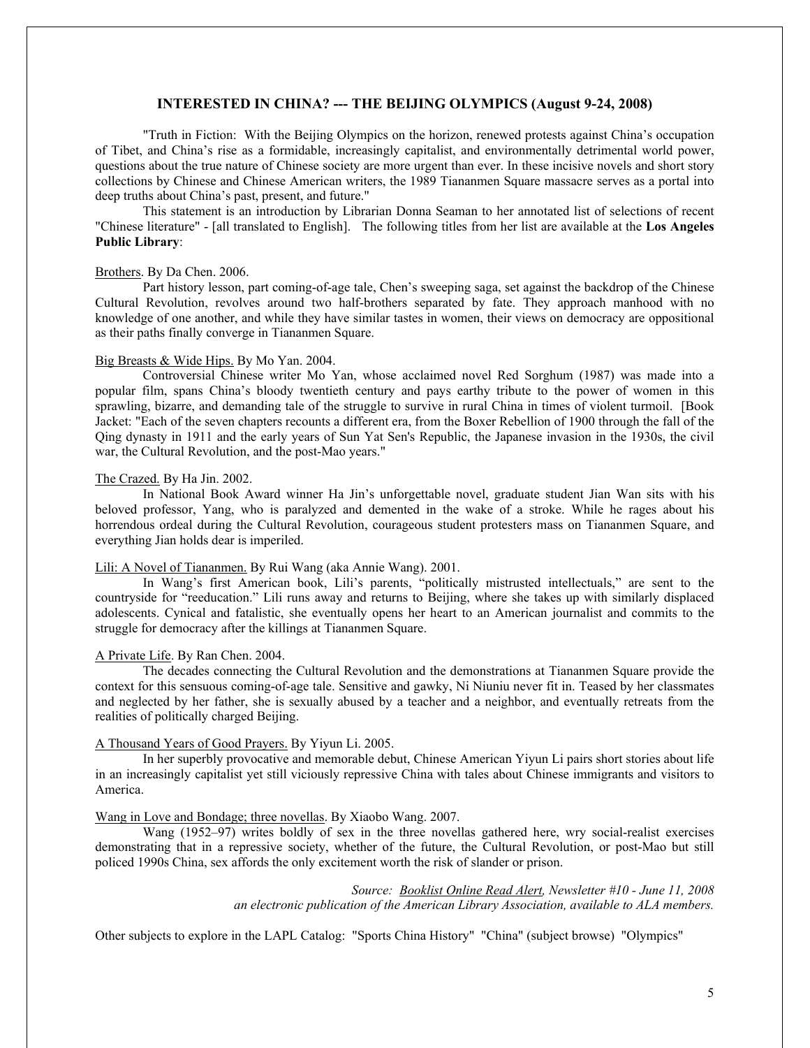## INTERESTED IN CHINA? --- THE BEIJING OLYMPICS (August 9-24, 2008)

"Truth in Fiction: With the Beijing Olympics on the horizon, renewed protests against China's occupation of Tibet, and China's rise as a formidable, increasingly capitalist, and environmentally detrimental world power, questions about the true nature of Chinese society are more urgent than ever. In these incisive novels and short story collections by Chinese and Chinese American writers, the 1989 Tiananmen Square massacre serves as a portal into deep truths about China's past, present, and future."

This statement is an introduction by Librarian Donna Seaman to her annotated list of selections of recent "Chinese literature" - [all translated to English]. The following titles from her list are available at the **Los Angeles Public Library**:

<u>Brothers</u>. By Da Chen. 2006.

Part history lesson, part coming-of-age tale, Chen's sweeping saga, set against the backdrop of the Chinese Cultural Revolution, revolves around two half-brothers separated by fate. They approach manhood with no knowledge of one another, and while they have similar tastes in women, their views on democracy are oppositional as their paths finally converge in Tiananmen Square.

<u>Big Breasts & Wide Hips.</u> By Mo Yan. 2004.

Controversial Chinese writer Mo Yan, whose acclaimed novel Red Sorghum (1987) was made into a popular film, spans China's bloody twentieth century and pays earthy tribute to the power of women in this sprawling, bizarre, and demanding tale of the struggle to survive in rural China in times of violent turmoil. [Book Jacket: "Each of the seven chapters recounts a different era, from the Boxer Rebellion of 1900 through the fall of the Qing dynasty in 1911 and the early years of Sun Yat Sen's Republic, the Japanese invasion in the 1930s, the civil war, the Cultural Revolution, and the post-Mao years."

<u>The Crazed.</u> By Ha Jin. 2002.

In National Book Award winner Ha Jin's unforgettable novel, graduate student Jian Wan sits with his beloved professor, Yang, who is paralyzed and demented in the wake of a stroke. While he rages about his horrendous ordeal during the Cultural Revolution, courageous student protesters mass on Tiananmen Square, and everything Jian holds dear is imperiled.

<u>Lili: A Novel of Tiananmen.</u> By Rui Wang (aka Annie Wang). 2001.

In Wang's first American book, Lili's parents, "politically mistrusted intellectuals," are sent to the countryside for "reeducation." Lili runs away and returns to Beijing, where she takes up with similarly displaced adolescents. Cynical and fatalistic, she eventually opens her heart to an American journalist and commits to the struggle for democracy after the killings at Tiananmen Square.

<u>A Private Life</u>. By Ran Chen. 2004.

The decades connecting the Cultural Revolution and the demonstrations at Tiananmen Square provide the context for this sensuous coming-of-age tale. Sensitive and gawky, Ni Niuniu never fit in. Teased by her classmates and neglected by her father, she is sexually abused by a teacher and a neighbor, and eventually retreats from the realities of politically charged Beijing.

<u>A Thousand Years of Good Prayers.</u> By Yiyun Li. 2005.

In her superbly provocative and memorable debut, Chinese American Yiyun Li pairs short stories about life in an increasingly capitalist yet still viciously repressive China with tales about Chinese immigrants and visitors to America.

<u>Wang in Love and Bondage; three novellas</u>. By Xiaobo Wang. 2007.

Wang (1952–97) writes boldly of sex in the three novellas gathered here, wry social-realist exercises demonstrating that in a repressive society, whether of the future, the Cultural Revolution, or post-Mao but still policed 1990s China, sex affords the only excitement worth the risk of slander or prison.

*Source: <u>Booklist Online Read Alert</u>, Newsletter #10 - June 11, 2008*
*an electronic publication of the American Library Association, available to ALA members.*

Other subjects to explore in the LAPL Catalog: "Sports China History" "China" (subject browse) "Olympics"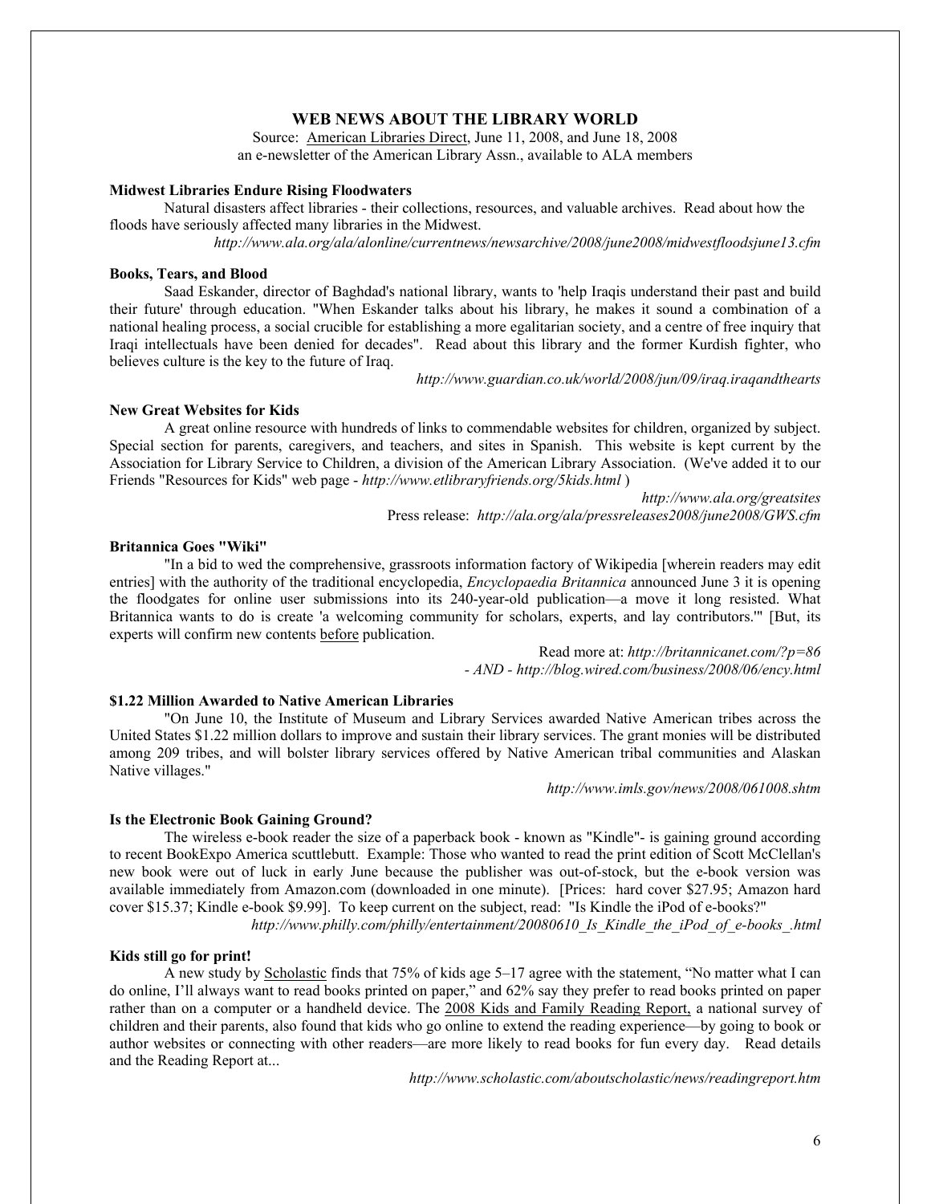# WEB NEWS ABOUT THE LIBRARY WORLD

Source: American Libraries Direct, June 11, 2008, and June 18, 2008
an e-newsletter of the American Library Assn., available to ALA members

### Midwest Libraries Endure Rising Floodwaters

Natural disasters affect libraries - their collections, resources, and valuable archives. Read about how the floods have seriously affected many libraries in the Midwest.

*http://www.ala.org/ala/alonline/currentnews/newsarchive/2008/june2008/midwestfloodsjune13.cfm*

### Books, Tears, and Blood

Saad Eskander, director of Baghdad's national library, wants to 'help Iraqis understand their past and build their future' through education. "When Eskander talks about his library, he makes it sound a combination of a national healing process, a social crucible for establishing a more egalitarian society, and a centre of free inquiry that Iraqi intellectuals have been denied for decades". Read about this library and the former Kurdish fighter, who believes culture is the key to the future of Iraq.

*http://www.guardian.co.uk/world/2008/jun/09/iraq.iraqandthearts*

### New Great Websites for Kids

A great online resource with hundreds of links to commendable websites for children, organized by subject. Special section for parents, caregivers, and teachers, and sites in Spanish. This website is kept current by the Association for Library Service to Children, a division of the American Library Association. (We've added it to our Friends "Resources for Kids" web page - *http://www.etlibraryfriends.org/5kids.html* )

*http://www.ala.org/greatsites*
Press release: *http://ala.org/ala/pressreleases2008/june2008/GWS.cfm*

### Britannica Goes "Wiki"

"In a bid to wed the comprehensive, grassroots information factory of Wikipedia [wherein readers may edit entries] with the authority of the traditional encyclopedia, *Encyclopaedia Britannica* announced June 3 it is opening the floodgates for online user submissions into its 240-year-old publication—a move it long resisted. What Britannica wants to do is create 'a welcoming community for scholars, experts, and lay contributors.'" [But, its experts will confirm new contents before publication.

Read more at: *http://britannicanet.com/?p=86*
*- AND - http://blog.wired.com/business/2008/06/ency.html*

### $1.22 Million Awarded to Native American Libraries

"On June 10, the Institute of Museum and Library Services awarded Native American tribes across the United States $1.22 million dollars to improve and sustain their library services. The grant monies will be distributed among 209 tribes, and will bolster library services offered by Native American tribal communities and Alaskan Native villages."

*http://www.imls.gov/news/2008/061008.shtm*

### Is the Electronic Book Gaining Ground?

The wireless e-book reader the size of a paperback book - known as "Kindle"- is gaining ground according to recent BookExpo America scuttlebutt. Example: Those who wanted to read the print edition of Scott McClellan's new book were out of luck in early June because the publisher was out-of-stock, but the e-book version was available immediately from Amazon.com (downloaded in one minute). [Prices: hard cover $27.95; Amazon hard cover $15.37; Kindle e-book $9.99]. To keep current on the subject, read: "Is Kindle the iPod of e-books?"

*http://www.philly.com/philly/entertainment/20080610_Is_Kindle_the_iPod_of_e-books_.html*

### Kids still go for print!

A new study by Scholastic finds that 75% of kids age 5–17 agree with the statement, "No matter what I can do online, I'll always want to read books printed on paper," and 62% say they prefer to read books printed on paper rather than on a computer or a handheld device. The 2008 Kids and Family Reading Report, a national survey of children and their parents, also found that kids who go online to extend the reading experience—by going to book or author websites or connecting with other readers—are more likely to read books for fun every day. Read details and the Reading Report at...

*http://www.scholastic.com/aboutscholastic/news/readingreport.htm*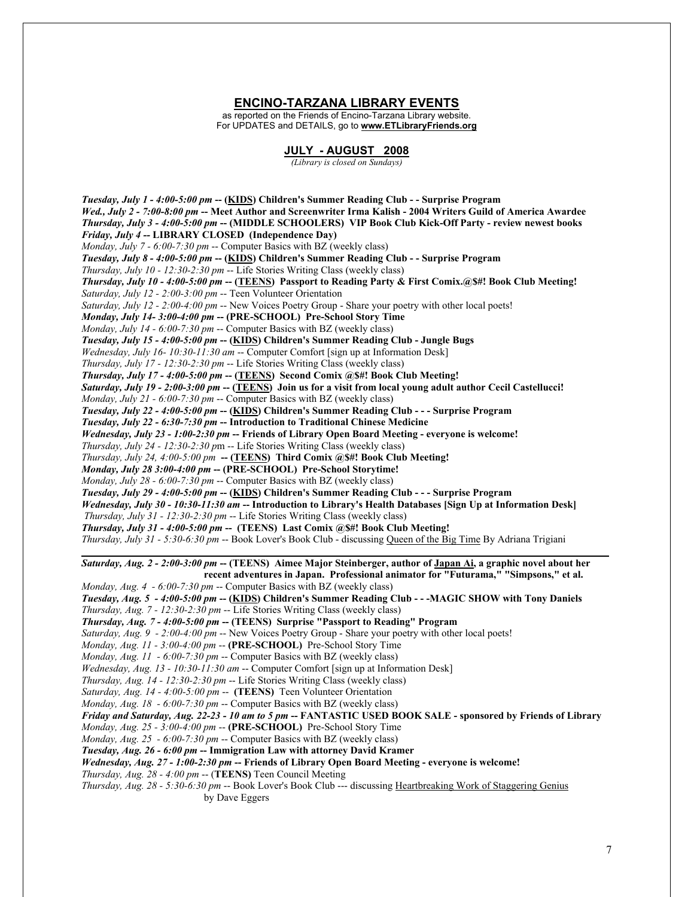## ENCINO-TARZANA LIBRARY EVENTS

as reported on the Friends of Encino-Tarzana Library website.
For UPDATES and DETAILS, go to **www.ETLibraryFriends.org**

### JULY - AUGUST 2008

*(Library is closed on Sundays)*

***Tuesday, July 1 - 4:00-5:00 pm*** **-- (KIDS) Children's Summer Reading Club - - Surprise Program**
***Wed., July 2 - 7:00-8:00 pm*** **-- Meet Author and Screenwriter Irma Kalish - 2004 Writers Guild of America Awardee**
***Thursday, July 3 - 4:00-5:00 pm*** **-- (MIDDLE SCHOOLERS) VIP Book Club Kick-Off Party - review newest books**
***Friday, July 4*** **-- LIBRARY CLOSED (Independence Day)**
*Monday, July 7 - 6:00-7:30 pm* -- Computer Basics with BZ (weekly class)
***Tuesday, July 8 - 4:00-5:00 pm*** **-- (KIDS) Children's Summer Reading Club - - Surprise Program**
*Thursday, July 10 - 12:30-2:30 pm* -- Life Stories Writing Class (weekly class)
***Thursday, July 10 - 4:00-5:00 pm*** **-- (TEENS) Passport to Reading Party & First Comix.@$#! Book Club Meeting!**
*Saturday, July 12 - 2:00-3:00 pm* -- Teen Volunteer Orientation
*Saturday, July 12 - 2:00-4:00 pm* -- New Voices Poetry Group - Share your poetry with other local poets!
***Monday, July 14- 3:00-4:00 pm*** **-- (PRE-SCHOOL) Pre-School Story Time**
*Monday, July 14 - 6:00-7:30 pm* -- Computer Basics with BZ (weekly class)
***Tuesday, July 15 - 4:00-5:00 pm*** **-- (KIDS) Children's Summer Reading Club - Jungle Bugs**
*Wednesday, July 16- 10:30-11:30 am* -- Computer Comfort [sign up at Information Desk]
*Thursday, July 17 - 12:30-2:30 pm* -- Life Stories Writing Class (weekly class)
***Thursday, July 17 - 4:00-5:00 pm*** **-- (TEENS) Second Comix @$#! Book Club Meeting!**
***Saturday, July 19 - 2:00-3:00 pm*** **-- (TEENS) Join us for a visit from local young adult author Cecil Castellucci!**
*Monday, July 21 - 6:00-7:30 pm* -- Computer Basics with BZ (weekly class)
***Tuesday, July 22 - 4:00-5:00 pm*** **-- (KIDS) Children's Summer Reading Club - - - Surprise Program**
***Tuesday, July 22 - 6:30-7:30 pm*** **-- Introduction to Traditional Chinese Medicine**
***Wednesday, July 23 - 1:00-2:30 pm*** **-- Friends of Library Open Board Meeting - everyone is welcome!**
*Thursday, July 24 - 12:30-2:30 p*m -- Life Stories Writing Class (weekly class)
***Thursday, July 24, 4:00-5:00 pm*** **-- (TEENS) Third Comix @$#! Book Club Meeting!**
***Monday, July 28 3:00-4:00 pm*** **-- (PRE-SCHOOL) Pre-School Storytime!**
*Monday, July 28 - 6:00-7:30 pm* -- Computer Basics with BZ (weekly class)
***Tuesday, July 29 - 4:00-5:00 pm*** **-- (KIDS) Children's Summer Reading Club - - - Surprise Program**
***Wednesday, July 30 - 10:30-11:30 am*** **-- Introduction to Library's Health Databases [Sign Up at Information Desk]**
*Thursday, July 31 - 12:30-2:30 pm* -- Life Stories Writing Class (weekly class)
***Thursday, July 31 - 4:00-5:00 pm*** **-- (TEENS) Last Comix @$#! Book Club Meeting!**
*Thursday, July 31 - 5:30-6:30 pm* -- Book Lover's Book Club - discussing Queen of the Big Time By Adriana Trigiani

---

***Saturday, Aug. 2 - 2:00-3:00 pm*** **-- (TEENS) Aimee Major Steinberger, author of Japan Ai, a graphic novel about her recent adventures in Japan. Professional animator for "Futurama," "Simpsons," et al.**
*Monday, Aug. 4 - 6:00-7:30 pm* -- Computer Basics with BZ (weekly class)
***Tuesday, Aug. 5 - 4:00-5:00 pm*** **-- (KIDS) Children's Summer Reading Club - - -MAGIC SHOW with Tony Daniels**
*Thursday, Aug. 7 - 12:30-2:30 pm* -- Life Stories Writing Class (weekly class)
***Thursday, Aug. 7 - 4:00-5:00 pm*** **-- (TEENS) Surprise "Passport to Reading" Program**
*Saturday, Aug. 9 - 2:00-4:00 pm* -- New Voices Poetry Group - Share your poetry with other local poets!
*Monday, Aug. 11 - 3:00-4:00 pm* -- **(PRE-SCHOOL)** Pre-School Story Time
*Monday, Aug. 11 - 6:00-7:30 pm* -- Computer Basics with BZ (weekly class)
*Wednesday, Aug. 13 - 10:30-11:30 am* -- Computer Comfort [sign up at Information Desk]
*Thursday, Aug. 14 - 12:30-2:30 pm* -- Life Stories Writing Class (weekly class)
*Saturday, Aug. 14 - 4:00-5:00 pm* -- **(TEENS)** Teen Volunteer Orientation
*Monday, Aug. 18 - 6:00-7:30 pm* -- Computer Basics with BZ (weekly class)
***Friday and Saturday, Aug. 22-23 - 10 am to 5 pm*** **-- FANTASTIC USED BOOK SALE - sponsored by Friends of Library**
*Monday, Aug. 25 - 3:00-4:00 pm* -- **(PRE-SCHOOL)** Pre-School Story Time
*Monday, Aug. 25 - 6:00-7:30 pm* -- Computer Basics with BZ (weekly class)
***Tuesday, Aug. 26 - 6:00 pm*** **-- Immigration Law with attorney David Kramer**
***Wednesday, Aug. 27 - 1:00-2:30 pm*** **-- Friends of Library Open Board Meeting - everyone is welcome!**
*Thursday, Aug. 28 - 4:00 pm* -- **(TEENS)** Teen Council Meeting
*Thursday, Aug. 28 - 5:30-6:30 pm* -- Book Lover's Book Club --- discussing Heartbreaking Work of Staggering Genius by Dave Eggers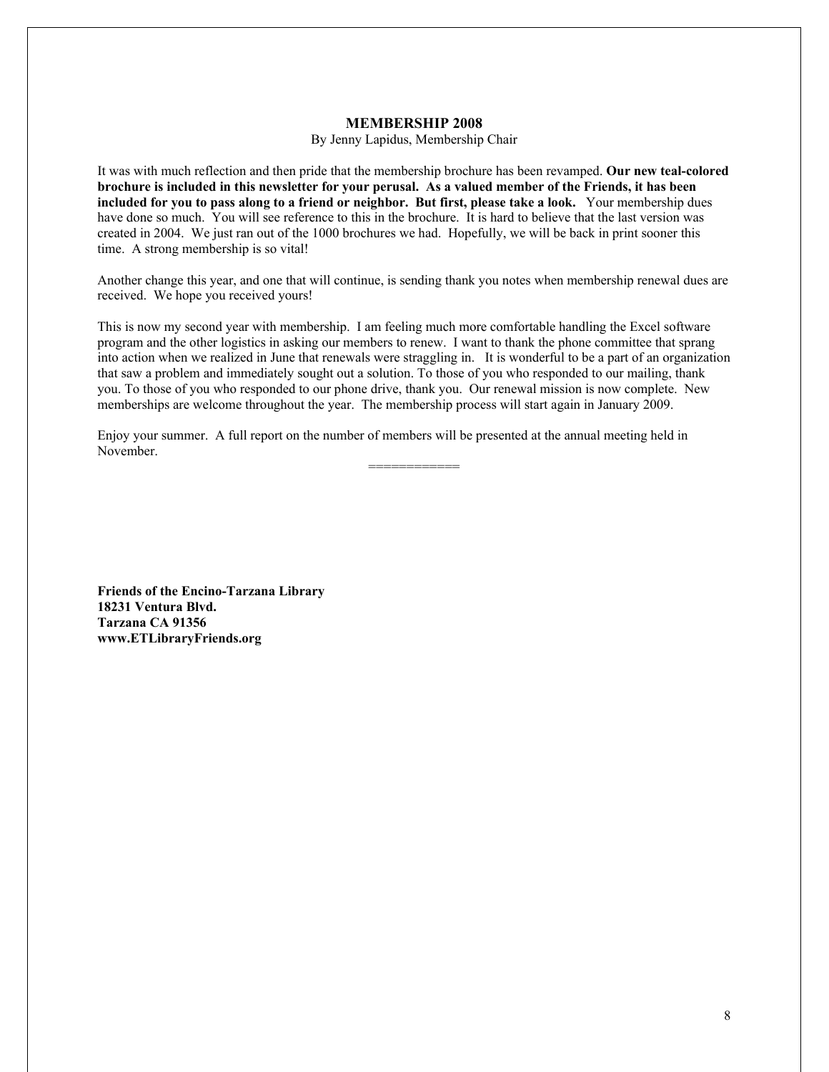## MEMBERSHIP 2008

By Jenny Lapidus, Membership Chair

It was with much reflection and then pride that the membership brochure has been revamped. **Our new teal-colored brochure is included in this newsletter for your perusal. As a valued member of the Friends, it has been included for you to pass along to a friend or neighbor. But first, please take a look.** Your membership dues have done so much. You will see reference to this in the brochure. It is hard to believe that the last version was created in 2004. We just ran out of the 1000 brochures we had. Hopefully, we will be back in print sooner this time. A strong membership is so vital!

Another change this year, and one that will continue, is sending thank you notes when membership renewal dues are received. We hope you received yours!

This is now my second year with membership. I am feeling much more comfortable handling the Excel software program and the other logistics in asking our members to renew. I want to thank the phone committee that sprang into action when we realized in June that renewals were straggling in. It is wonderful to be a part of an organization that saw a problem and immediately sought out a solution. To those of you who responded to our mailing, thank you. To those of you who responded to our phone drive, thank you. Our renewal mission is now complete. New memberships are welcome throughout the year. The membership process will start again in January 2009.

Enjoy your summer. A full report on the number of members will be presented at the annual meeting held in November.

============

**Friends of the Encino-Tarzana Library**
**18231 Ventura Blvd.**
**Tarzana CA 91356**
**www.ETLibraryFriends.org**